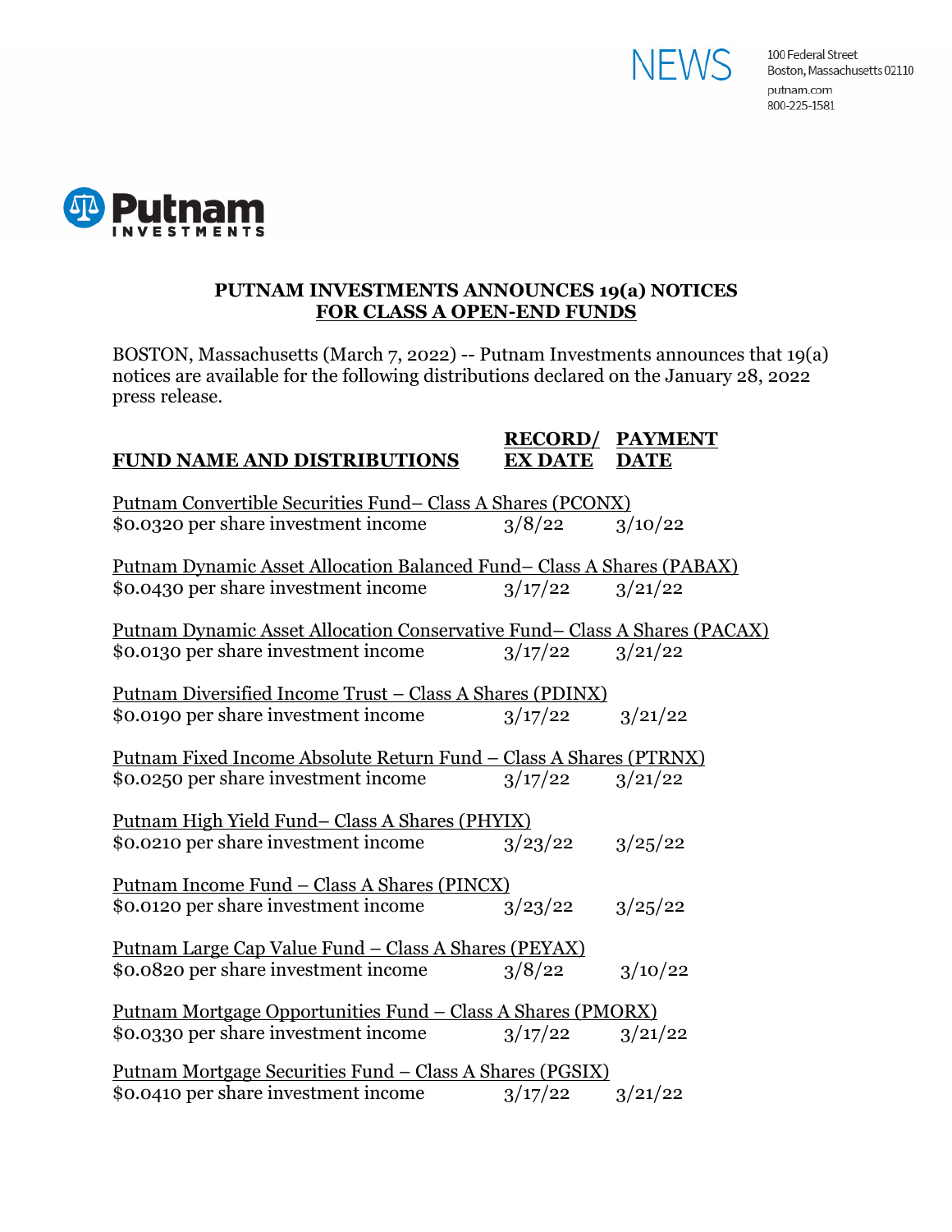NEWS

100 Federal Street
Boston, Massachusetts 02110
putnam.com
800-225-1581

Putnam INVESTMENTS

# PUTNAM INVESTMENTS ANNOUNCES 19(a) NOTICES FOR CLASS A OPEN-END FUNDS

BOSTON, Massachusetts (March 7, 2022) -- Putnam Investments announces that 19(a) notices are available for the following distributions declared on the January 28, 2022 press release.

| FUND NAME AND DISTRIBUTIONS | RECORD/ EX DATE | PAYMENT DATE |
|---|---|---|
| Putnam Convertible Securities Fund– Class A Shares (PCONX) | | |
| $0.0320 per share investment income | 3/8/22 | 3/10/22 |
| Putnam Dynamic Asset Allocation Balanced Fund– Class A Shares (PABAX) | | |
| $0.0430 per share investment income | 3/17/22 | 3/21/22 |
| Putnam Dynamic Asset Allocation Conservative Fund– Class A Shares (PACAX) | | |
| $0.0130 per share investment income | 3/17/22 | 3/21/22 |
| Putnam Diversified Income Trust – Class A Shares (PDINX) | | |
| $0.0190 per share investment income | 3/17/22 | 3/21/22 |
| Putnam Fixed Income Absolute Return Fund – Class A Shares (PTRNX) | | |
| $0.0250 per share investment income | 3/17/22 | 3/21/22 |
| Putnam High Yield Fund– Class A Shares (PHYIX) | | |
| $0.0210 per share investment income | 3/23/22 | 3/25/22 |
| Putnam Income Fund – Class A Shares (PINCX) | | |
| $0.0120 per share investment income | 3/23/22 | 3/25/22 |
| Putnam Large Cap Value Fund – Class A Shares (PEYAX) | | |
| $0.0820 per share investment income | 3/8/22 | 3/10/22 |
| Putnam Mortgage Opportunities Fund – Class A Shares (PMORX) | | |
| $0.0330 per share investment income | 3/17/22 | 3/21/22 |
| Putnam Mortgage Securities Fund – Class A Shares (PGSIX) | | |
| $0.0410 per share investment income | 3/17/22 | 3/21/22 |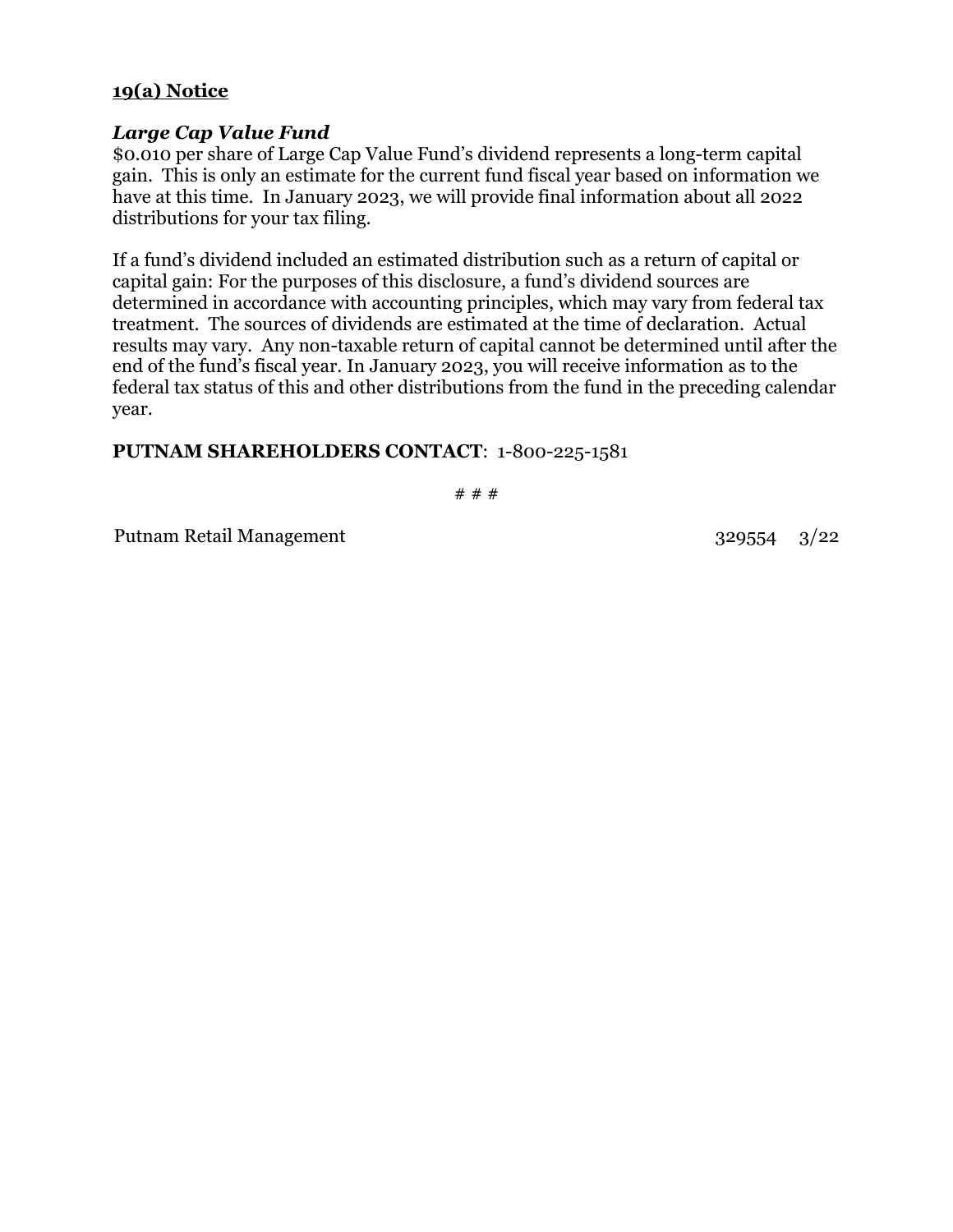**<u>19(a) Notice</u>**

***Large Cap Value Fund***

$0.010 per share of Large Cap Value Fund's dividend represents a long-term capital gain. This is only an estimate for the current fund fiscal year based on information we have at this time. In January 2023, we will provide final information about all 2022 distributions for your tax filing.

If a fund's dividend included an estimated distribution such as a return of capital or capital gain: For the purposes of this disclosure, a fund's dividend sources are determined in accordance with accounting principles, which may vary from federal tax treatment. The sources of dividends are estimated at the time of declaration. Actual results may vary. Any non-taxable return of capital cannot be determined until after the end of the fund's fiscal year. In January 2023, you will receive information as to the federal tax status of this and other distributions from the fund in the preceding calendar year.

**PUTNAM SHAREHOLDERS CONTACT**: 1-800-225-1581

# # #

Putnam Retail Management 329554 3/22